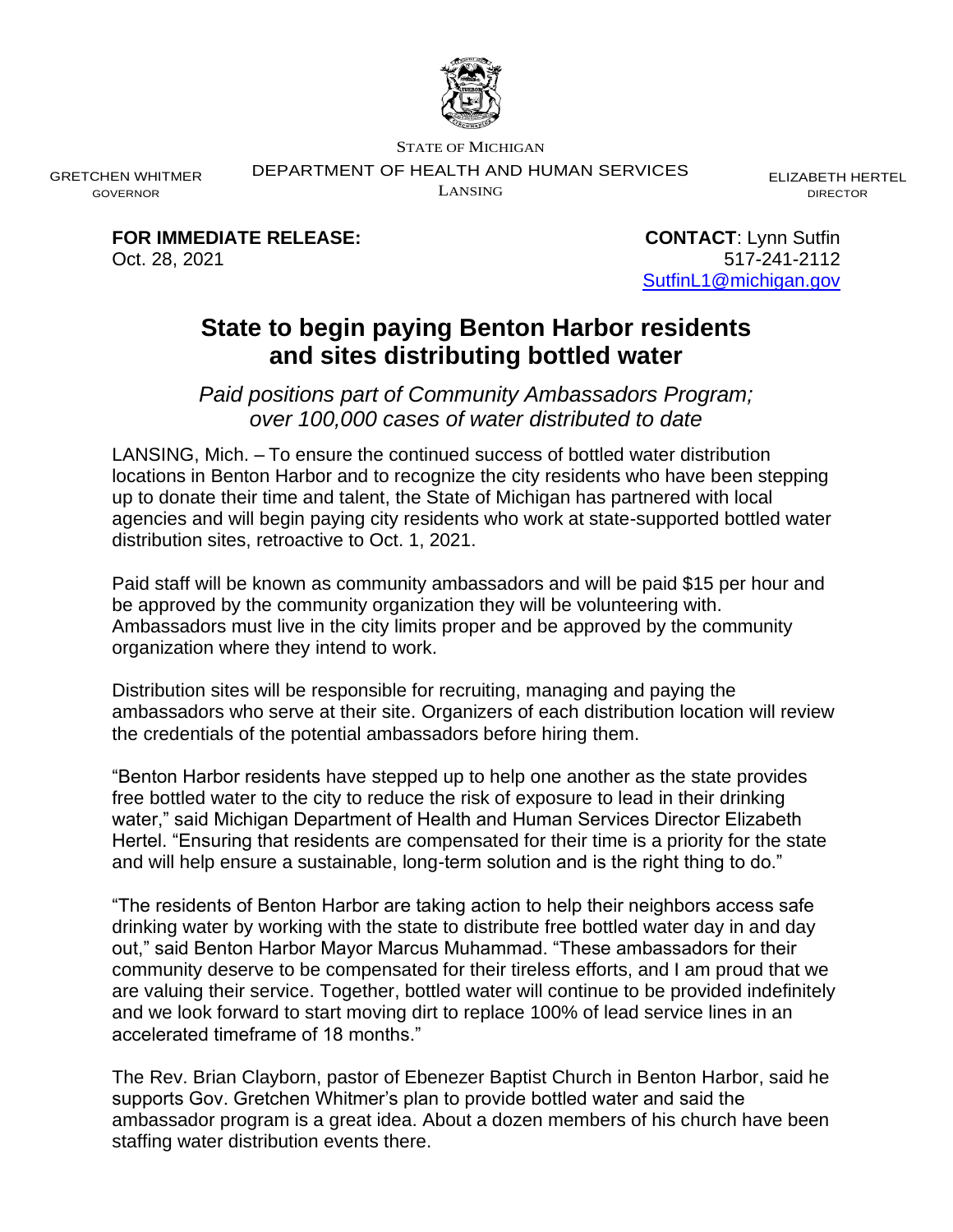STATE OF MICHIGAN

GRETCHEN WHITMER
GOVERNOR

DEPARTMENT OF HEALTH AND HUMAN SERVICES
LANSING

ELIZABETH HERTEL
DIRECTOR

**FOR IMMEDIATE RELEASE:**
Oct. 28, 2021

**CONTACT**: Lynn Sutfin
517-241-2112
SutfinL1@michigan.gov

# State to begin paying Benton Harbor residents and sites distributing bottled water

*Paid positions part of Community Ambassadors Program; over 100,000 cases of water distributed to date*

LANSING, Mich. – To ensure the continued success of bottled water distribution locations in Benton Harbor and to recognize the city residents who have been stepping up to donate their time and talent, the State of Michigan has partnered with local agencies and will begin paying city residents who work at state-supported bottled water distribution sites, retroactive to Oct. 1, 2021.

Paid staff will be known as community ambassadors and will be paid $15 per hour and be approved by the community organization they will be volunteering with. Ambassadors must live in the city limits proper and be approved by the community organization where they intend to work.

Distribution sites will be responsible for recruiting, managing and paying the ambassadors who serve at their site. Organizers of each distribution location will review the credentials of the potential ambassadors before hiring them.

"Benton Harbor residents have stepped up to help one another as the state provides free bottled water to the city to reduce the risk of exposure to lead in their drinking water," said Michigan Department of Health and Human Services Director Elizabeth Hertel. "Ensuring that residents are compensated for their time is a priority for the state and will help ensure a sustainable, long-term solution and is the right thing to do."

"The residents of Benton Harbor are taking action to help their neighbors access safe drinking water by working with the state to distribute free bottled water day in and day out," said Benton Harbor Mayor Marcus Muhammad. "These ambassadors for their community deserve to be compensated for their tireless efforts, and I am proud that we are valuing their service. Together, bottled water will continue to be provided indefinitely and we look forward to start moving dirt to replace 100% of lead service lines in an accelerated timeframe of 18 months."

The Rev. Brian Clayborn, pastor of Ebenezer Baptist Church in Benton Harbor, said he supports Gov. Gretchen Whitmer's plan to provide bottled water and said the ambassador program is a great idea. About a dozen members of his church have been staffing water distribution events there.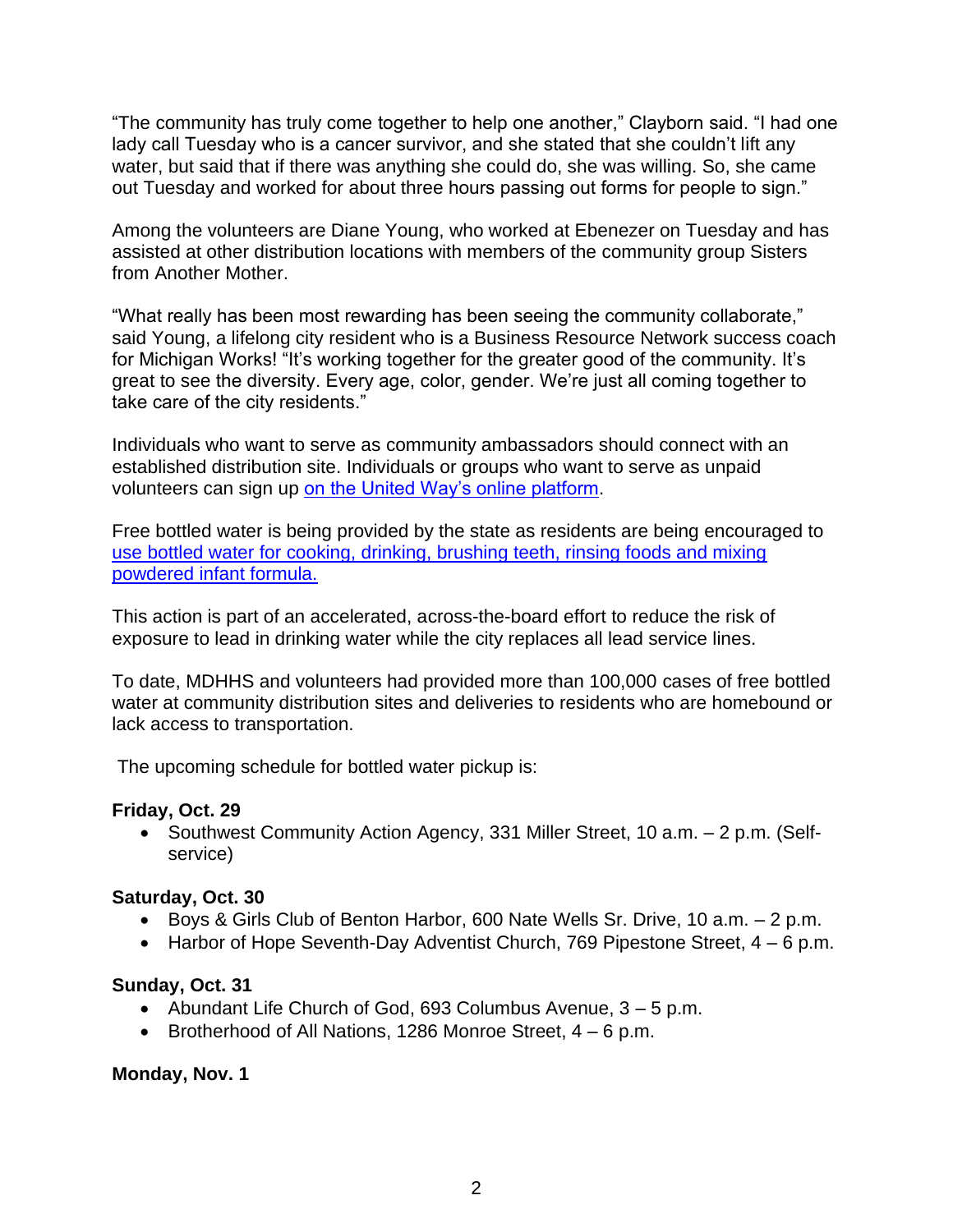"The community has truly come together to help one another," Clayborn said. "I had one lady call Tuesday who is a cancer survivor, and she stated that she couldn't lift any water, but said that if there was anything she could do, she was willing. So, she came out Tuesday and worked for about three hours passing out forms for people to sign."

Among the volunteers are Diane Young, who worked at Ebenezer on Tuesday and has assisted at other distribution locations with members of the community group Sisters from Another Mother.

"What really has been most rewarding has been seeing the community collaborate," said Young, a lifelong city resident who is a Business Resource Network success coach for Michigan Works! "It's working together for the greater good of the community. It's great to see the diversity. Every age, color, gender. We're just all coming together to take care of the city residents."

Individuals who want to serve as community ambassadors should connect with an established distribution site. Individuals or groups who want to serve as unpaid volunteers can sign up on the United Way's online platform.

Free bottled water is being provided by the state as residents are being encouraged to use bottled water for cooking, drinking, brushing teeth, rinsing foods and mixing powdered infant formula.

This action is part of an accelerated, across-the-board effort to reduce the risk of exposure to lead in drinking water while the city replaces all lead service lines.

To date, MDHHS and volunteers had provided more than 100,000 cases of free bottled water at community distribution sites and deliveries to residents who are homebound or lack access to transportation.

The upcoming schedule for bottled water pickup is:

**Friday, Oct. 29**

- Southwest Community Action Agency, 331 Miller Street, 10 a.m. – 2 p.m. (Self-service)

**Saturday, Oct. 30**

- Boys & Girls Club of Benton Harbor, 600 Nate Wells Sr. Drive, 10 a.m. – 2 p.m.
- Harbor of Hope Seventh-Day Adventist Church, 769 Pipestone Street, 4 – 6 p.m.

**Sunday, Oct. 31**

- Abundant Life Church of God, 693 Columbus Avenue, 3 – 5 p.m.
- Brotherhood of All Nations, 1286 Monroe Street, 4 – 6 p.m.

**Monday, Nov. 1**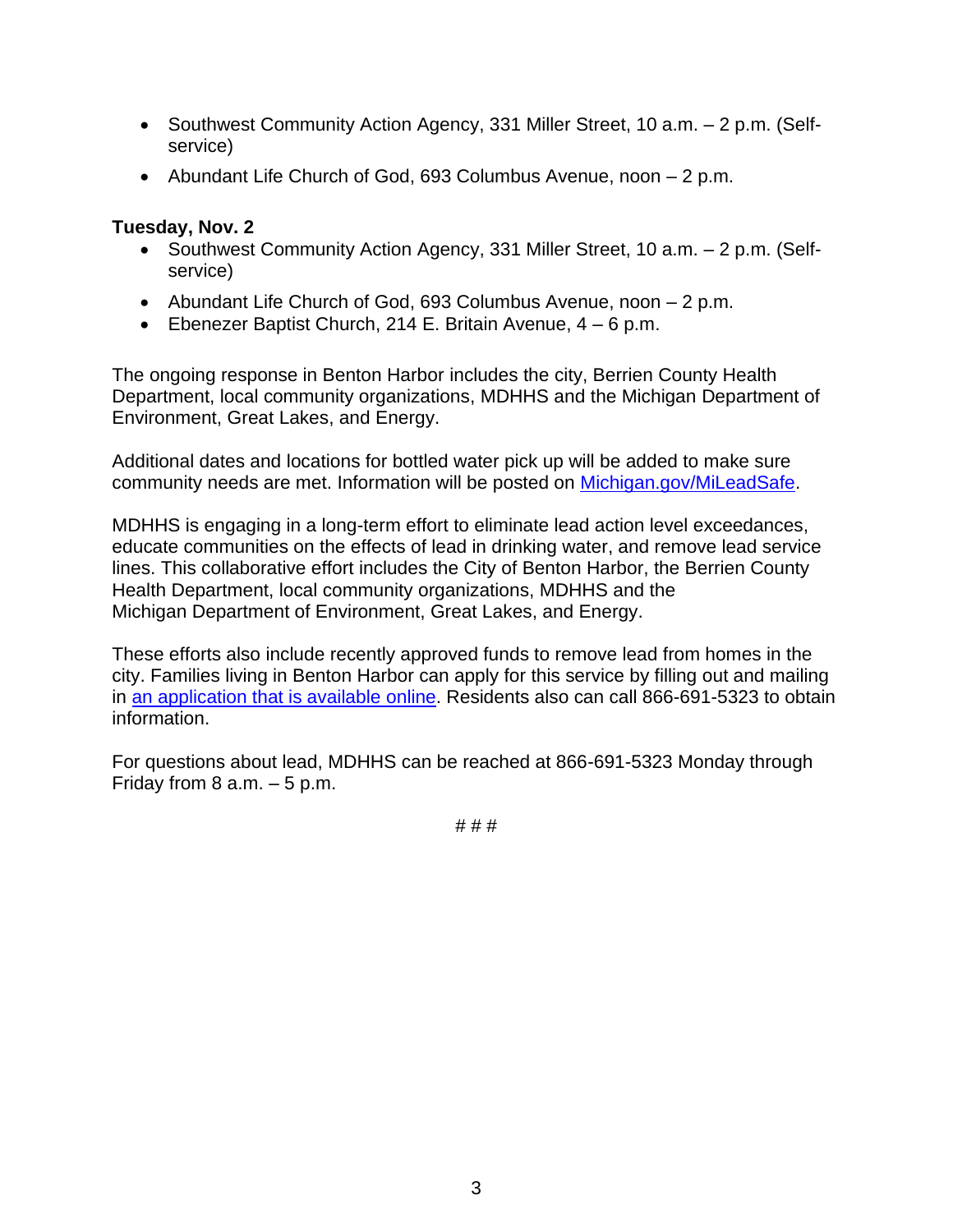- Southwest Community Action Agency, 331 Miller Street, 10 a.m. – 2 p.m. (Self-service)
- Abundant Life Church of God, 693 Columbus Avenue, noon – 2 p.m.

**Tuesday, Nov. 2**

- Southwest Community Action Agency, 331 Miller Street, 10 a.m. – 2 p.m. (Self-service)
- Abundant Life Church of God, 693 Columbus Avenue, noon – 2 p.m.
- Ebenezer Baptist Church, 214 E. Britain Avenue, 4 – 6 p.m.

The ongoing response in Benton Harbor includes the city, Berrien County Health Department, local community organizations, MDHHS and the Michigan Department of Environment, Great Lakes, and Energy.

Additional dates and locations for bottled water pick up will be added to make sure community needs are met. Information will be posted on [Michigan.gov/MiLeadSafe](Michigan.gov/MiLeadSafe).

MDHHS is engaging in a long-term effort to eliminate lead action level exceedances, educate communities on the effects of lead in drinking water, and remove lead service lines. This collaborative effort includes the City of Benton Harbor, the Berrien County Health Department, local community organizations, MDHHS and the Michigan Department of Environment, Great Lakes, and Energy.

These efforts also include recently approved funds to remove lead from homes in the city. Families living in Benton Harbor can apply for this service by filling out and mailing in an application that is available online. Residents also can call 866-691-5323 to obtain information.

For questions about lead, MDHHS can be reached at 866-691-5323 Monday through Friday from 8 a.m. – 5 p.m.

# # #